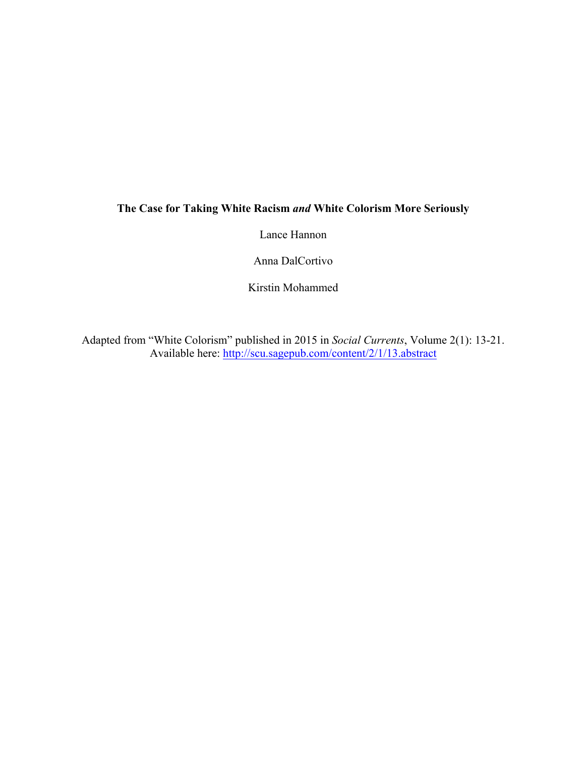# The Case for Taking White Racism *and* White Colorism More Seriously

Lance Hannon

Anna DalCortivo

Kirstin Mohammed

Adapted from "White Colorism" published in 2015 in *Social Currents*, Volume 2(1): 13-21.
Available here: http://scu.sagepub.com/content/2/1/13.abstract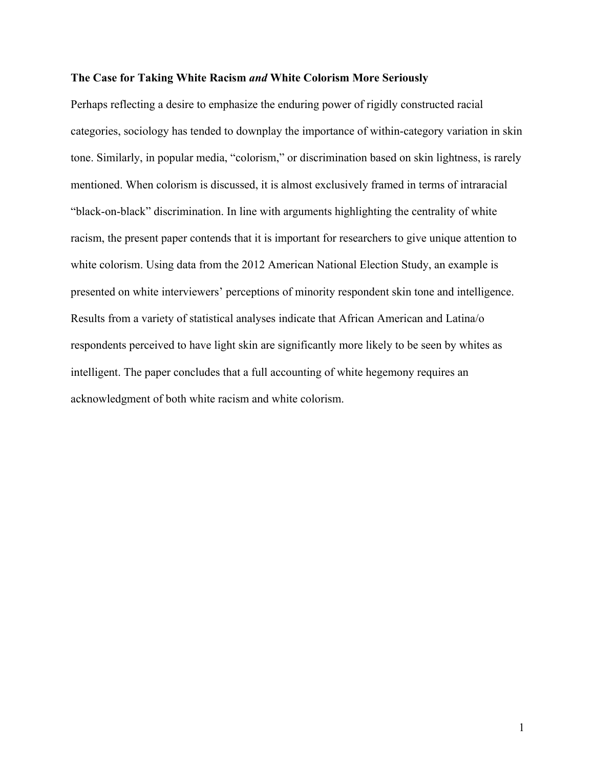**The Case for Taking White Racism *and* White Colorism More Seriously**

Perhaps reflecting a desire to emphasize the enduring power of rigidly constructed racial categories, sociology has tended to downplay the importance of within-category variation in skin tone. Similarly, in popular media, "colorism," or discrimination based on skin lightness, is rarely mentioned. When colorism is discussed, it is almost exclusively framed in terms of intraracial "black-on-black" discrimination. In line with arguments highlighting the centrality of white racism, the present paper contends that it is important for researchers to give unique attention to white colorism. Using data from the 2012 American National Election Study, an example is presented on white interviewers' perceptions of minority respondent skin tone and intelligence. Results from a variety of statistical analyses indicate that African American and Latina/o respondents perceived to have light skin are significantly more likely to be seen by whites as intelligent. The paper concludes that a full accounting of white hegemony requires an acknowledgment of both white racism and white colorism.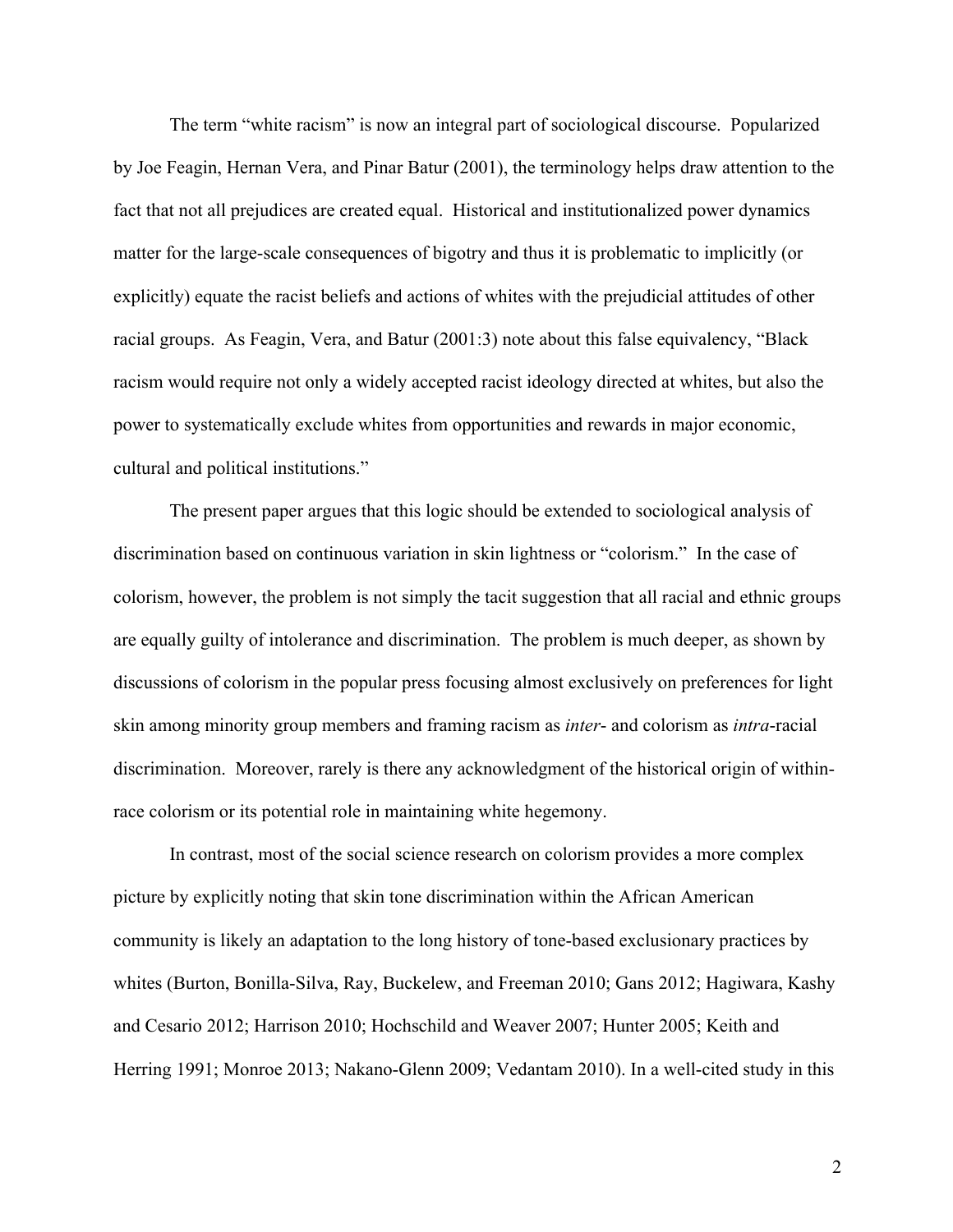The term "white racism" is now an integral part of sociological discourse. Popularized by Joe Feagin, Hernan Vera, and Pinar Batur (2001), the terminology helps draw attention to the fact that not all prejudices are created equal. Historical and institutionalized power dynamics matter for the large-scale consequences of bigotry and thus it is problematic to implicitly (or explicitly) equate the racist beliefs and actions of whites with the prejudicial attitudes of other racial groups. As Feagin, Vera, and Batur (2001:3) note about this false equivalency, "Black racism would require not only a widely accepted racist ideology directed at whites, but also the power to systematically exclude whites from opportunities and rewards in major economic, cultural and political institutions."

The present paper argues that this logic should be extended to sociological analysis of discrimination based on continuous variation in skin lightness or "colorism." In the case of colorism, however, the problem is not simply the tacit suggestion that all racial and ethnic groups are equally guilty of intolerance and discrimination. The problem is much deeper, as shown by discussions of colorism in the popular press focusing almost exclusively on preferences for light skin among minority group members and framing racism as *inter*- and colorism as *intra*-racial discrimination. Moreover, rarely is there any acknowledgment of the historical origin of within-race colorism or its potential role in maintaining white hegemony.

In contrast, most of the social science research on colorism provides a more complex picture by explicitly noting that skin tone discrimination within the African American community is likely an adaptation to the long history of tone-based exclusionary practices by whites (Burton, Bonilla-Silva, Ray, Buckelew, and Freeman 2010; Gans 2012; Hagiwara, Kashy and Cesario 2012; Harrison 2010; Hochschild and Weaver 2007; Hunter 2005; Keith and Herring 1991; Monroe 2013; Nakano-Glenn 2009; Vedantam 2010). In a well-cited study in this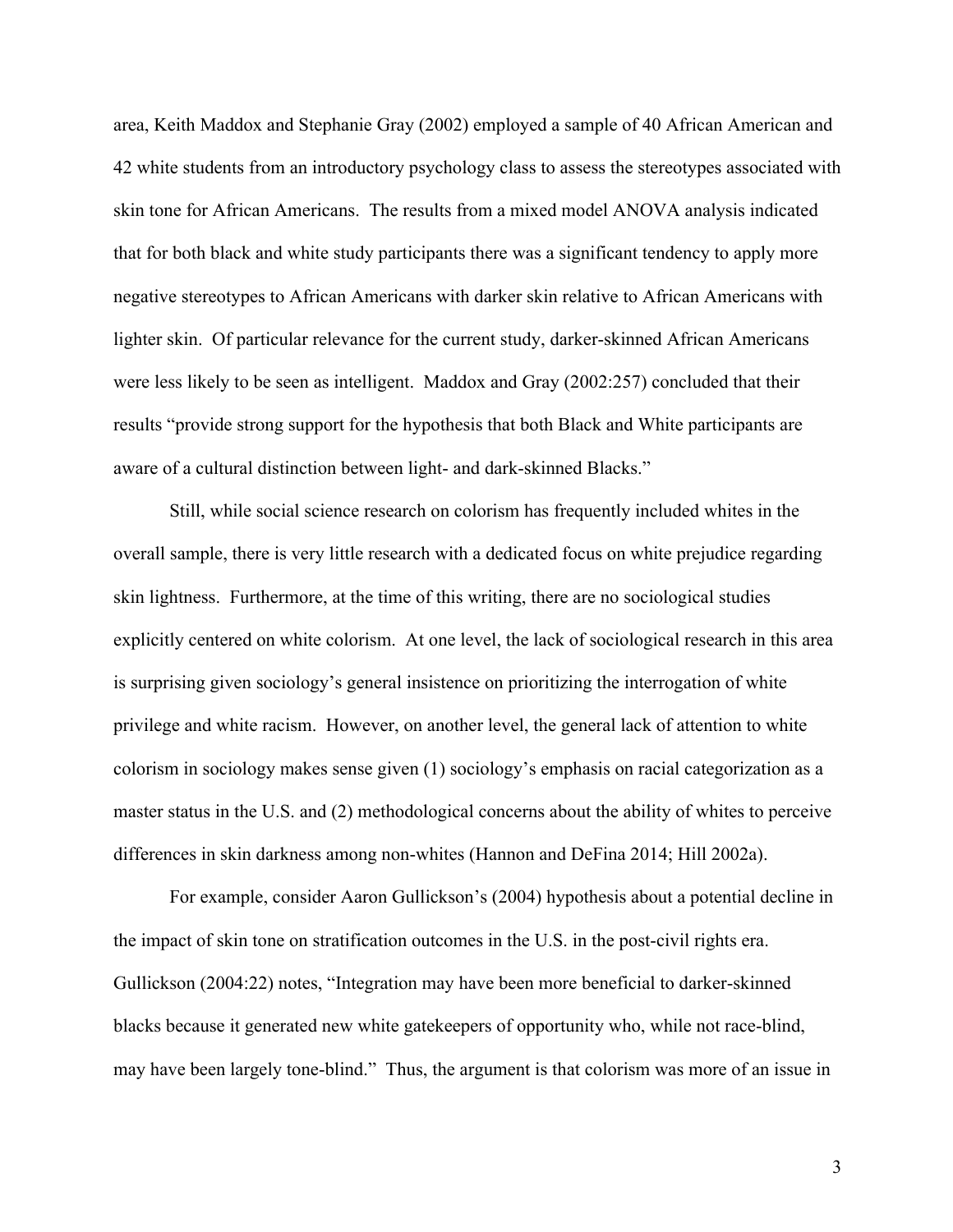area, Keith Maddox and Stephanie Gray (2002) employed a sample of 40 African American and 42 white students from an introductory psychology class to assess the stereotypes associated with skin tone for African Americans. The results from a mixed model ANOVA analysis indicated that for both black and white study participants there was a significant tendency to apply more negative stereotypes to African Americans with darker skin relative to African Americans with lighter skin. Of particular relevance for the current study, darker-skinned African Americans were less likely to be seen as intelligent. Maddox and Gray (2002:257) concluded that their results "provide strong support for the hypothesis that both Black and White participants are aware of a cultural distinction between light- and dark-skinned Blacks."

Still, while social science research on colorism has frequently included whites in the overall sample, there is very little research with a dedicated focus on white prejudice regarding skin lightness. Furthermore, at the time of this writing, there are no sociological studies explicitly centered on white colorism. At one level, the lack of sociological research in this area is surprising given sociology's general insistence on prioritizing the interrogation of white privilege and white racism. However, on another level, the general lack of attention to white colorism in sociology makes sense given (1) sociology's emphasis on racial categorization as a master status in the U.S. and (2) methodological concerns about the ability of whites to perceive differences in skin darkness among non-whites (Hannon and DeFina 2014; Hill 2002a).

For example, consider Aaron Gullickson's (2004) hypothesis about a potential decline in the impact of skin tone on stratification outcomes in the U.S. in the post-civil rights era. Gullickson (2004:22) notes, "Integration may have been more beneficial to darker-skinned blacks because it generated new white gatekeepers of opportunity who, while not race-blind, may have been largely tone-blind." Thus, the argument is that colorism was more of an issue in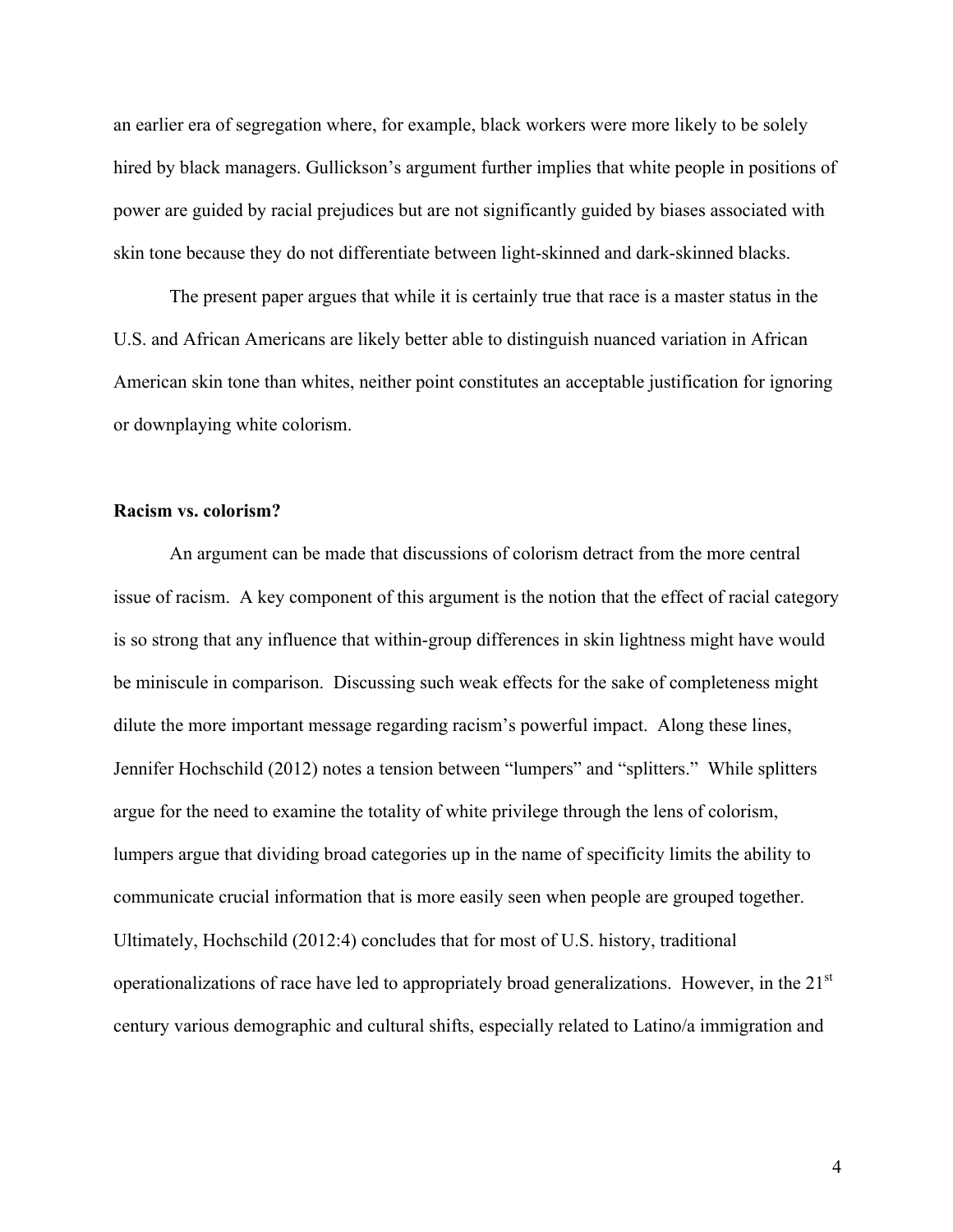an earlier era of segregation where, for example, black workers were more likely to be solely hired by black managers. Gullickson's argument further implies that white people in positions of power are guided by racial prejudices but are not significantly guided by biases associated with skin tone because they do not differentiate between light-skinned and dark-skinned blacks.

The present paper argues that while it is certainly true that race is a master status in the U.S. and African Americans are likely better able to distinguish nuanced variation in African American skin tone than whites, neither point constitutes an acceptable justification for ignoring or downplaying white colorism.

**Racism vs. colorism?**

An argument can be made that discussions of colorism detract from the more central issue of racism. A key component of this argument is the notion that the effect of racial category is so strong that any influence that within-group differences in skin lightness might have would be miniscule in comparison. Discussing such weak effects for the sake of completeness might dilute the more important message regarding racism's powerful impact. Along these lines, Jennifer Hochschild (2012) notes a tension between "lumpers" and "splitters." While splitters argue for the need to examine the totality of white privilege through the lens of colorism, lumpers argue that dividing broad categories up in the name of specificity limits the ability to communicate crucial information that is more easily seen when people are grouped together. Ultimately, Hochschild (2012:4) concludes that for most of U.S. history, traditional operationalizations of race have led to appropriately broad generalizations. However, in the 21st century various demographic and cultural shifts, especially related to Latino/a immigration and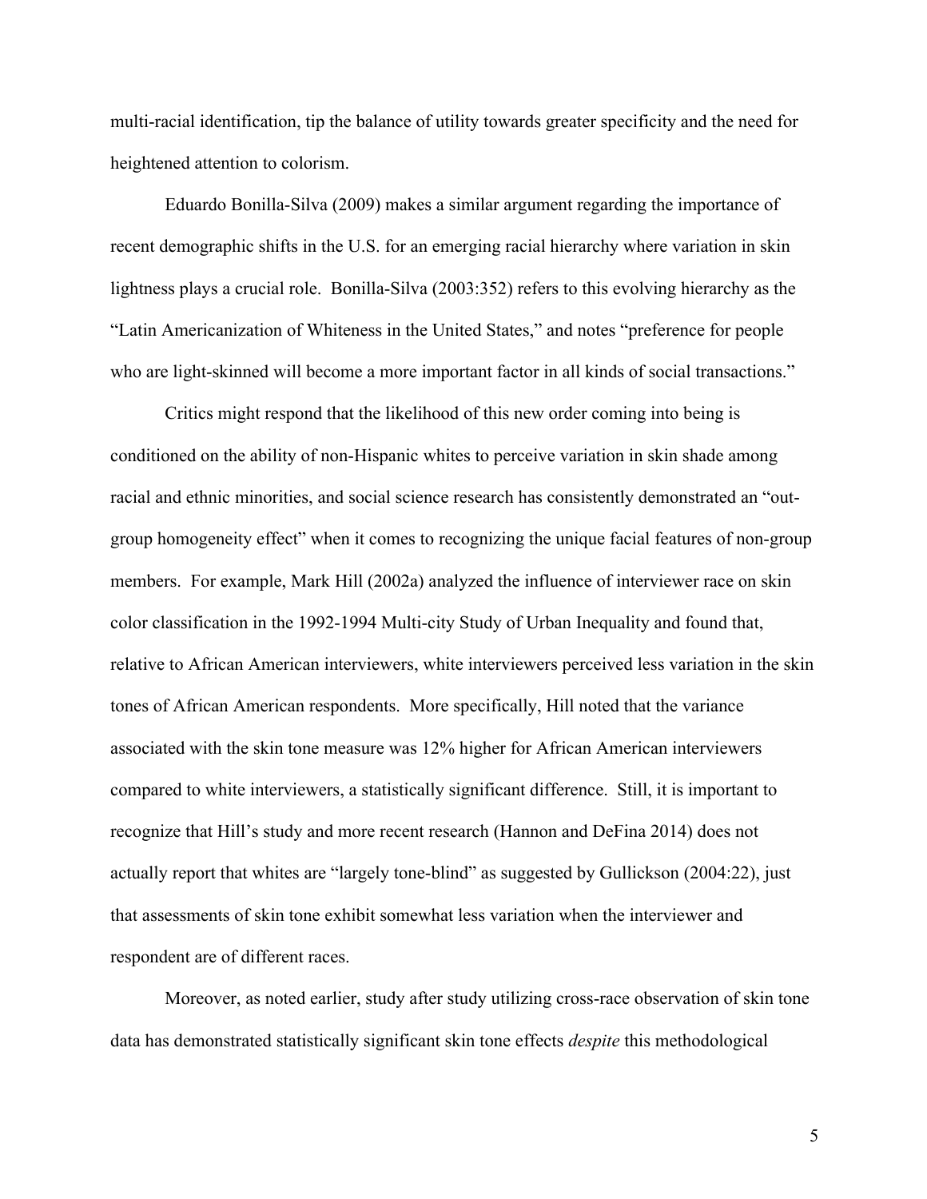multi-racial identification, tip the balance of utility towards greater specificity and the need for heightened attention to colorism.

Eduardo Bonilla-Silva (2009) makes a similar argument regarding the importance of recent demographic shifts in the U.S. for an emerging racial hierarchy where variation in skin lightness plays a crucial role. Bonilla-Silva (2003:352) refers to this evolving hierarchy as the "Latin Americanization of Whiteness in the United States," and notes "preference for people who are light-skinned will become a more important factor in all kinds of social transactions."

Critics might respond that the likelihood of this new order coming into being is conditioned on the ability of non-Hispanic whites to perceive variation in skin shade among racial and ethnic minorities, and social science research has consistently demonstrated an "out-group homogeneity effect" when it comes to recognizing the unique facial features of non-group members. For example, Mark Hill (2002a) analyzed the influence of interviewer race on skin color classification in the 1992-1994 Multi-city Study of Urban Inequality and found that, relative to African American interviewers, white interviewers perceived less variation in the skin tones of African American respondents. More specifically, Hill noted that the variance associated with the skin tone measure was 12% higher for African American interviewers compared to white interviewers, a statistically significant difference. Still, it is important to recognize that Hill's study and more recent research (Hannon and DeFina 2014) does not actually report that whites are "largely tone-blind" as suggested by Gullickson (2004:22), just that assessments of skin tone exhibit somewhat less variation when the interviewer and respondent are of different races.

Moreover, as noted earlier, study after study utilizing cross-race observation of skin tone data has demonstrated statistically significant skin tone effects *despite* this methodological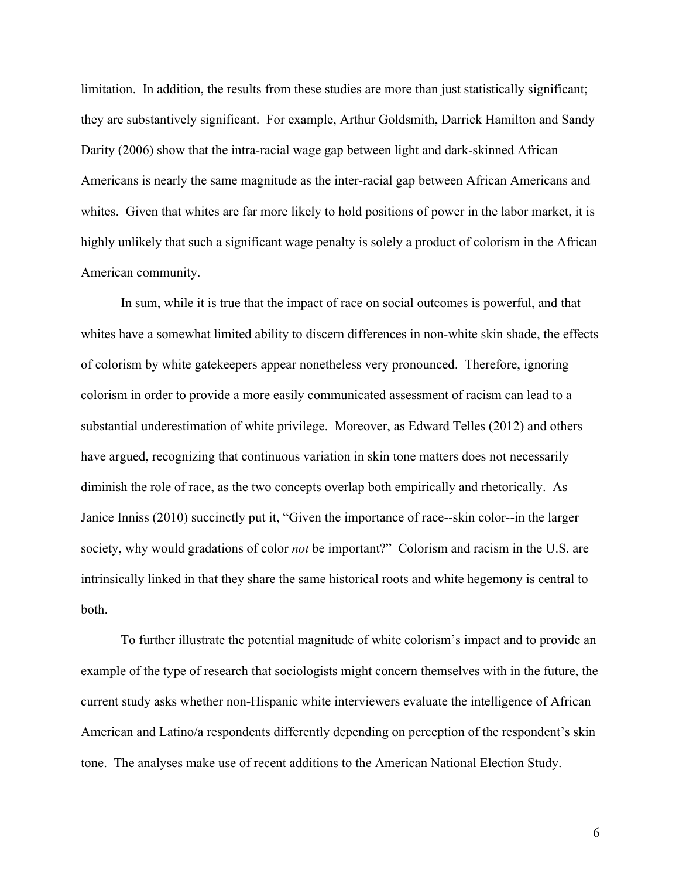limitation. In addition, the results from these studies are more than just statistically significant; they are substantively significant. For example, Arthur Goldsmith, Darrick Hamilton and Sandy Darity (2006) show that the intra-racial wage gap between light and dark-skinned African Americans is nearly the same magnitude as the inter-racial gap between African Americans and whites. Given that whites are far more likely to hold positions of power in the labor market, it is highly unlikely that such a significant wage penalty is solely a product of colorism in the African American community.

In sum, while it is true that the impact of race on social outcomes is powerful, and that whites have a somewhat limited ability to discern differences in non-white skin shade, the effects of colorism by white gatekeepers appear nonetheless very pronounced. Therefore, ignoring colorism in order to provide a more easily communicated assessment of racism can lead to a substantial underestimation of white privilege. Moreover, as Edward Telles (2012) and others have argued, recognizing that continuous variation in skin tone matters does not necessarily diminish the role of race, as the two concepts overlap both empirically and rhetorically. As Janice Inniss (2010) succinctly put it, "Given the importance of race--skin color--in the larger society, why would gradations of color *not* be important?" Colorism and racism in the U.S. are intrinsically linked in that they share the same historical roots and white hegemony is central to both.

To further illustrate the potential magnitude of white colorism's impact and to provide an example of the type of research that sociologists might concern themselves with in the future, the current study asks whether non-Hispanic white interviewers evaluate the intelligence of African American and Latino/a respondents differently depending on perception of the respondent's skin tone. The analyses make use of recent additions to the American National Election Study.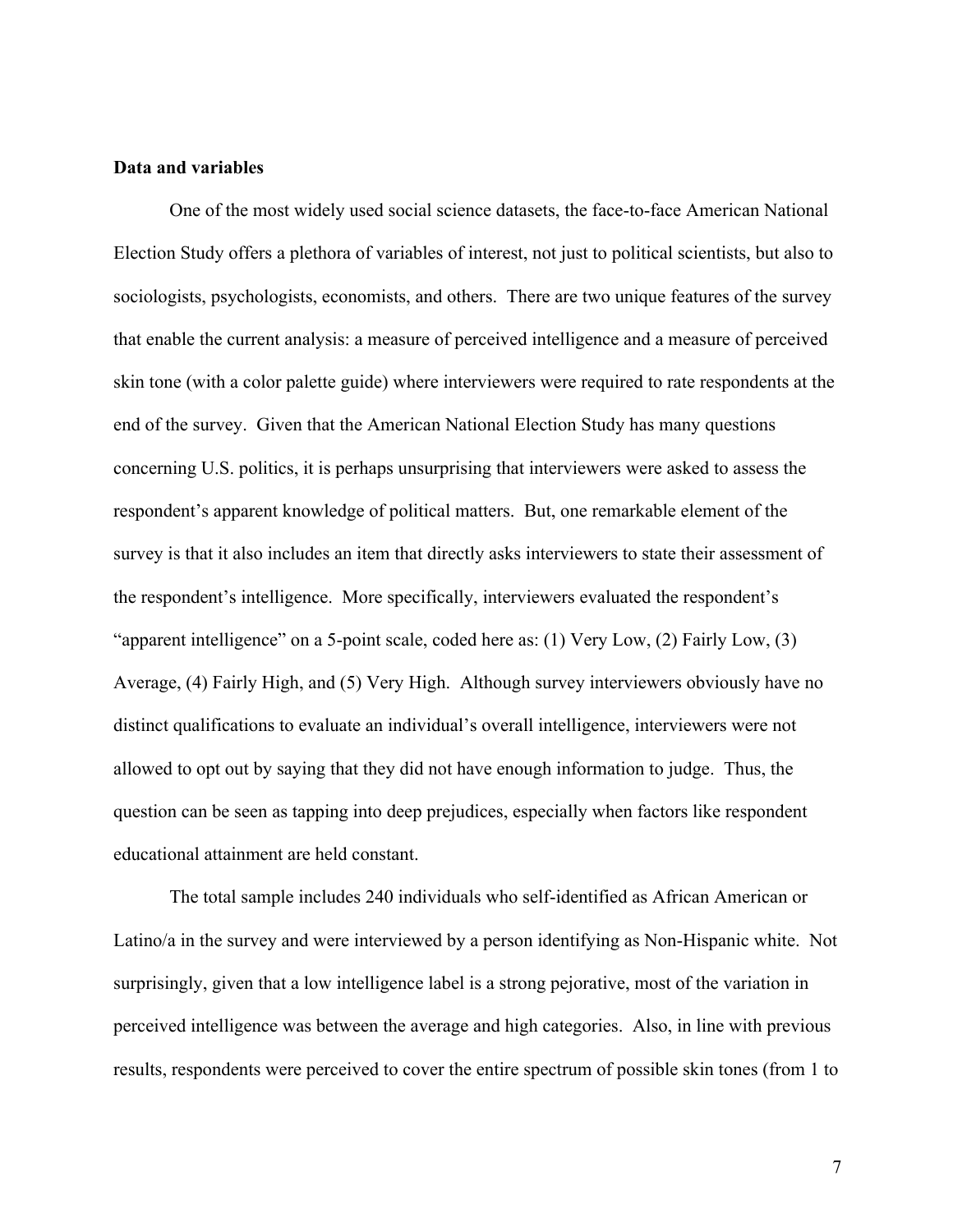**Data and variables**

One of the most widely used social science datasets, the face-to-face American National Election Study offers a plethora of variables of interest, not just to political scientists, but also to sociologists, psychologists, economists, and others. There are two unique features of the survey that enable the current analysis: a measure of perceived intelligence and a measure of perceived skin tone (with a color palette guide) where interviewers were required to rate respondents at the end of the survey. Given that the American National Election Study has many questions concerning U.S. politics, it is perhaps unsurprising that interviewers were asked to assess the respondent's apparent knowledge of political matters. But, one remarkable element of the survey is that it also includes an item that directly asks interviewers to state their assessment of the respondent's intelligence. More specifically, interviewers evaluated the respondent's "apparent intelligence" on a 5-point scale, coded here as: (1) Very Low, (2) Fairly Low, (3) Average, (4) Fairly High, and (5) Very High. Although survey interviewers obviously have no distinct qualifications to evaluate an individual's overall intelligence, interviewers were not allowed to opt out by saying that they did not have enough information to judge. Thus, the question can be seen as tapping into deep prejudices, especially when factors like respondent educational attainment are held constant.

The total sample includes 240 individuals who self-identified as African American or Latino/a in the survey and were interviewed by a person identifying as Non-Hispanic white. Not surprisingly, given that a low intelligence label is a strong pejorative, most of the variation in perceived intelligence was between the average and high categories. Also, in line with previous results, respondents were perceived to cover the entire spectrum of possible skin tones (from 1 to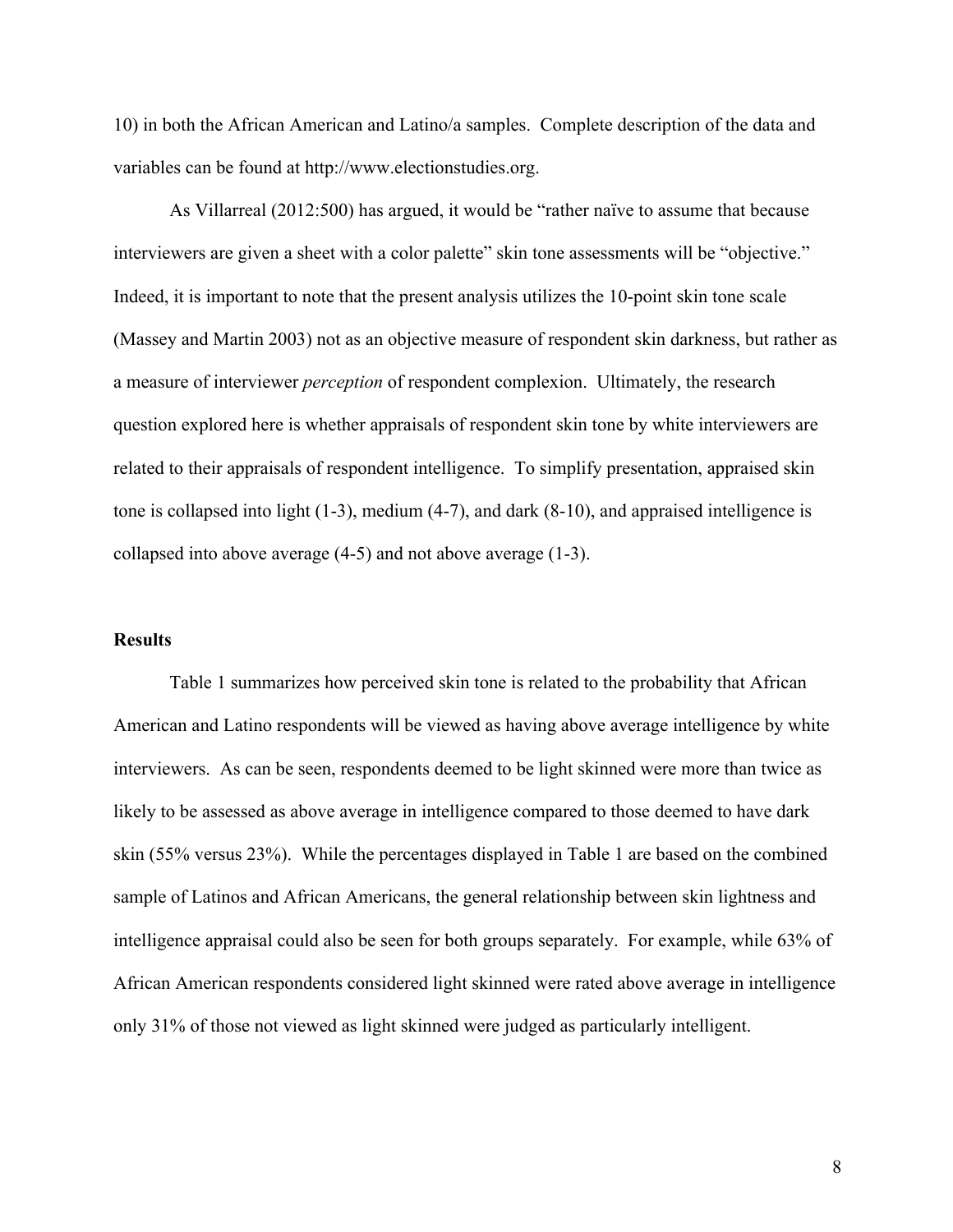10) in both the African American and Latino/a samples. Complete description of the data and variables can be found at http://www.electionstudies.org.

As Villarreal (2012:500) has argued, it would be "rather naïve to assume that because interviewers are given a sheet with a color palette" skin tone assessments will be "objective." Indeed, it is important to note that the present analysis utilizes the 10-point skin tone scale (Massey and Martin 2003) not as an objective measure of respondent skin darkness, but rather as a measure of interviewer *perception* of respondent complexion. Ultimately, the research question explored here is whether appraisals of respondent skin tone by white interviewers are related to their appraisals of respondent intelligence. To simplify presentation, appraised skin tone is collapsed into light (1-3), medium (4-7), and dark (8-10), and appraised intelligence is collapsed into above average (4-5) and not above average (1-3).

## Results

Table 1 summarizes how perceived skin tone is related to the probability that African American and Latino respondents will be viewed as having above average intelligence by white interviewers. As can be seen, respondents deemed to be light skinned were more than twice as likely to be assessed as above average in intelligence compared to those deemed to have dark skin (55% versus 23%). While the percentages displayed in Table 1 are based on the combined sample of Latinos and African Americans, the general relationship between skin lightness and intelligence appraisal could also be seen for both groups separately. For example, while 63% of African American respondents considered light skinned were rated above average in intelligence only 31% of those not viewed as light skinned were judged as particularly intelligent.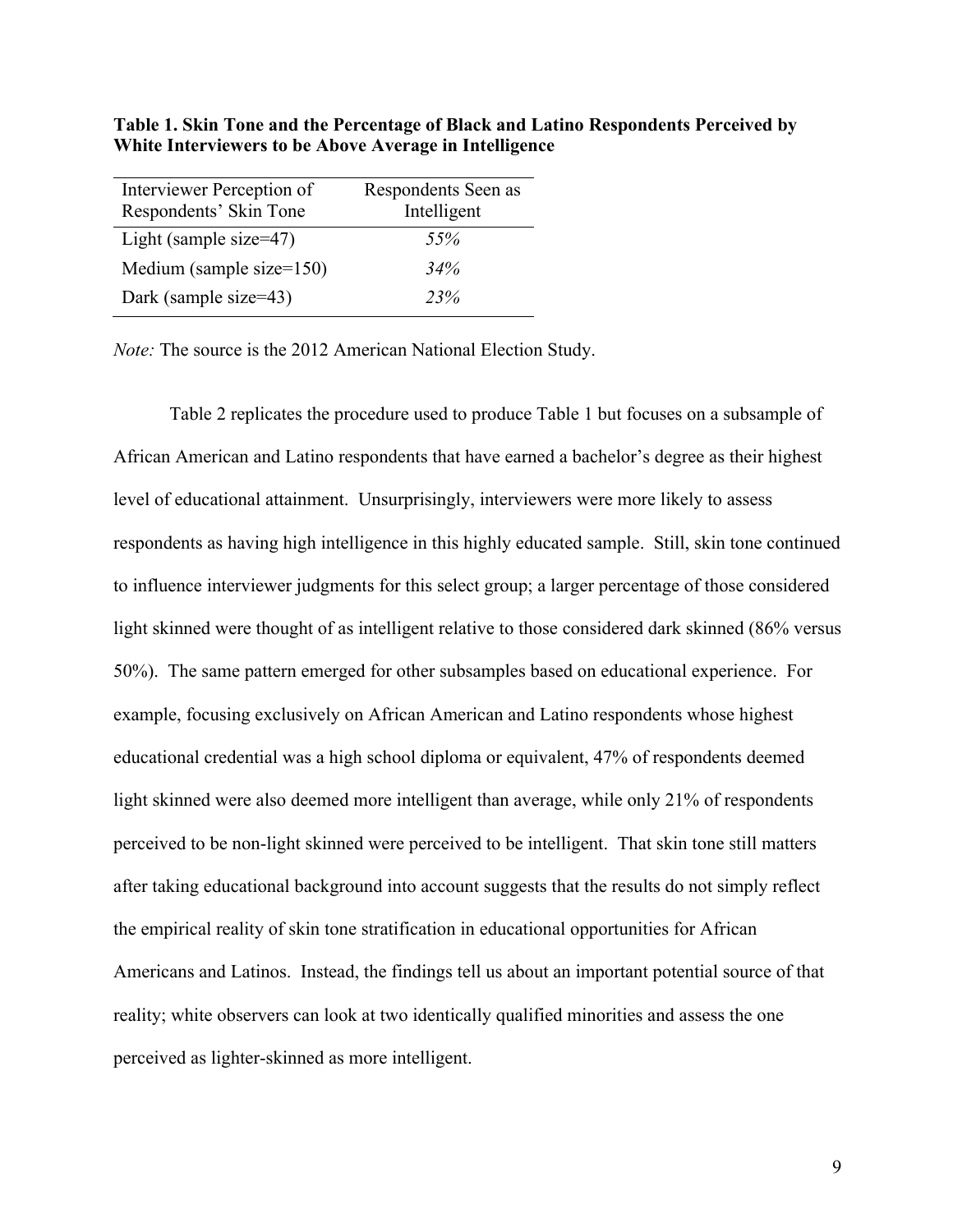**Table 1. Skin Tone and the Percentage of Black and Latino Respondents Perceived by White Interviewers to be Above Average in Intelligence**

| Interviewer Perception of Respondents' Skin Tone | Respondents Seen as Intelligent |
|---|---|
| Light (sample size=47) | *55%* |
| Medium (sample size=150) | *34%* |
| Dark (sample size=43) | *23%* |

*Note:* The source is the 2012 American National Election Study.

Table 2 replicates the procedure used to produce Table 1 but focuses on a subsample of African American and Latino respondents that have earned a bachelor's degree as their highest level of educational attainment. Unsurprisingly, interviewers were more likely to assess respondents as having high intelligence in this highly educated sample. Still, skin tone continued to influence interviewer judgments for this select group; a larger percentage of those considered light skinned were thought of as intelligent relative to those considered dark skinned (86% versus 50%). The same pattern emerged for other subsamples based on educational experience. For example, focusing exclusively on African American and Latino respondents whose highest educational credential was a high school diploma or equivalent, 47% of respondents deemed light skinned were also deemed more intelligent than average, while only 21% of respondents perceived to be non-light skinned were perceived to be intelligent. That skin tone still matters after taking educational background into account suggests that the results do not simply reflect the empirical reality of skin tone stratification in educational opportunities for African Americans and Latinos. Instead, the findings tell us about an important potential source of that reality; white observers can look at two identically qualified minorities and assess the one perceived as lighter-skinned as more intelligent.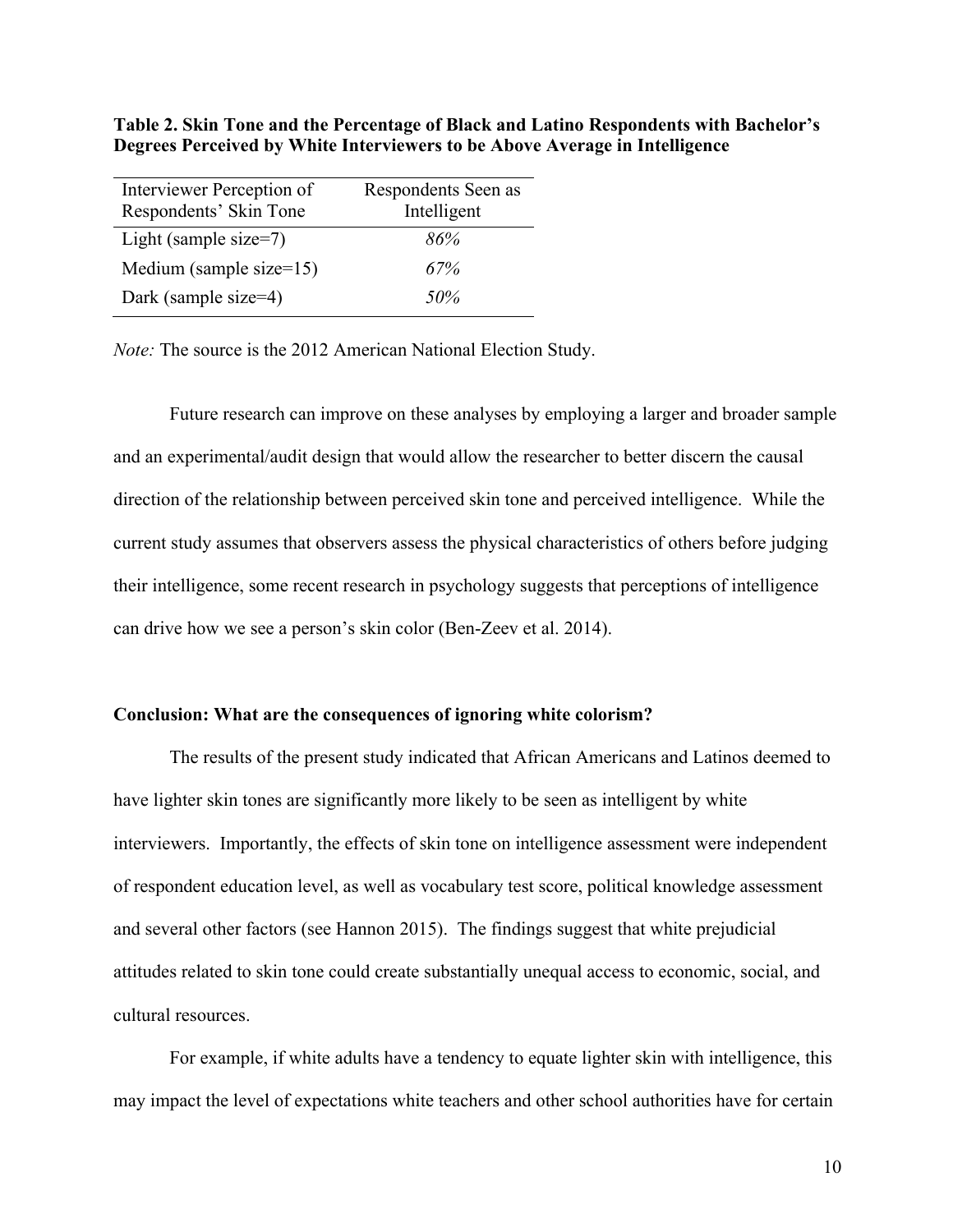**Table 2. Skin Tone and the Percentage of Black and Latino Respondents with Bachelor's Degrees Perceived by White Interviewers to be Above Average in Intelligence**

| Interviewer Perception of Respondents' Skin Tone | Respondents Seen as Intelligent |
|---|---|
| Light (sample size=7) | *86%* |
| Medium (sample size=15) | *67%* |
| Dark (sample size=4) | *50%* |

*Note:* The source is the 2012 American National Election Study.

Future research can improve on these analyses by employing a larger and broader sample and an experimental/audit design that would allow the researcher to better discern the causal direction of the relationship between perceived skin tone and perceived intelligence. While the current study assumes that observers assess the physical characteristics of others before judging their intelligence, some recent research in psychology suggests that perceptions of intelligence can drive how we see a person's skin color (Ben-Zeev et al. 2014).

**Conclusion: What are the consequences of ignoring white colorism?**

The results of the present study indicated that African Americans and Latinos deemed to have lighter skin tones are significantly more likely to be seen as intelligent by white interviewers. Importantly, the effects of skin tone on intelligence assessment were independent of respondent education level, as well as vocabulary test score, political knowledge assessment and several other factors (see Hannon 2015). The findings suggest that white prejudicial attitudes related to skin tone could create substantially unequal access to economic, social, and cultural resources.

For example, if white adults have a tendency to equate lighter skin with intelligence, this may impact the level of expectations white teachers and other school authorities have for certain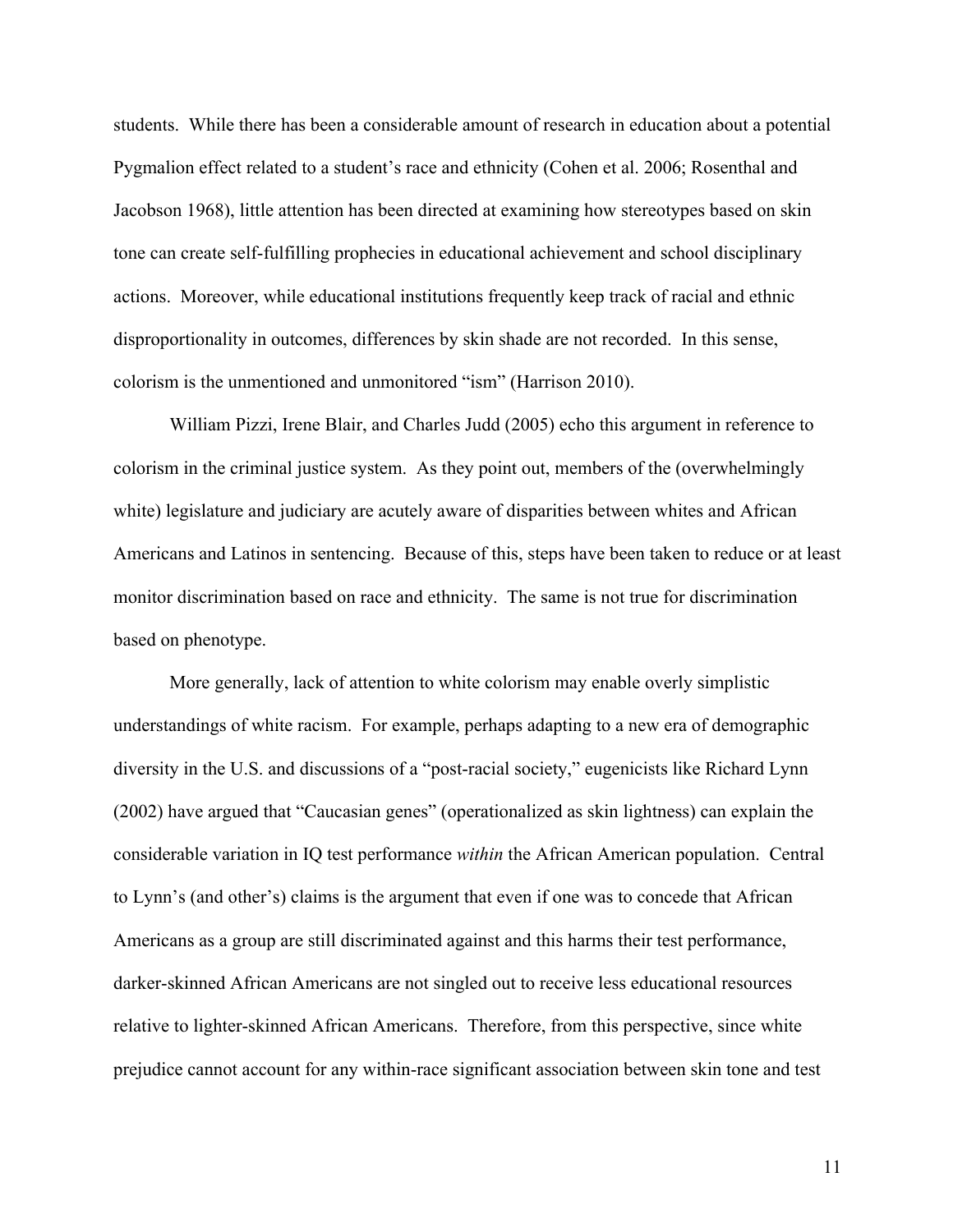students. While there has been a considerable amount of research in education about a potential Pygmalion effect related to a student's race and ethnicity (Cohen et al. 2006; Rosenthal and Jacobson 1968), little attention has been directed at examining how stereotypes based on skin tone can create self-fulfilling prophecies in educational achievement and school disciplinary actions. Moreover, while educational institutions frequently keep track of racial and ethnic disproportionality in outcomes, differences by skin shade are not recorded. In this sense, colorism is the unmentioned and unmonitored "ism" (Harrison 2010).

William Pizzi, Irene Blair, and Charles Judd (2005) echo this argument in reference to colorism in the criminal justice system. As they point out, members of the (overwhelmingly white) legislature and judiciary are acutely aware of disparities between whites and African Americans and Latinos in sentencing. Because of this, steps have been taken to reduce or at least monitor discrimination based on race and ethnicity. The same is not true for discrimination based on phenotype.

More generally, lack of attention to white colorism may enable overly simplistic understandings of white racism. For example, perhaps adapting to a new era of demographic diversity in the U.S. and discussions of a "post-racial society," eugenicists like Richard Lynn (2002) have argued that "Caucasian genes" (operationalized as skin lightness) can explain the considerable variation in IQ test performance *within* the African American population. Central to Lynn's (and other's) claims is the argument that even if one was to concede that African Americans as a group are still discriminated against and this harms their test performance, darker-skinned African Americans are not singled out to receive less educational resources relative to lighter-skinned African Americans. Therefore, from this perspective, since white prejudice cannot account for any within-race significant association between skin tone and test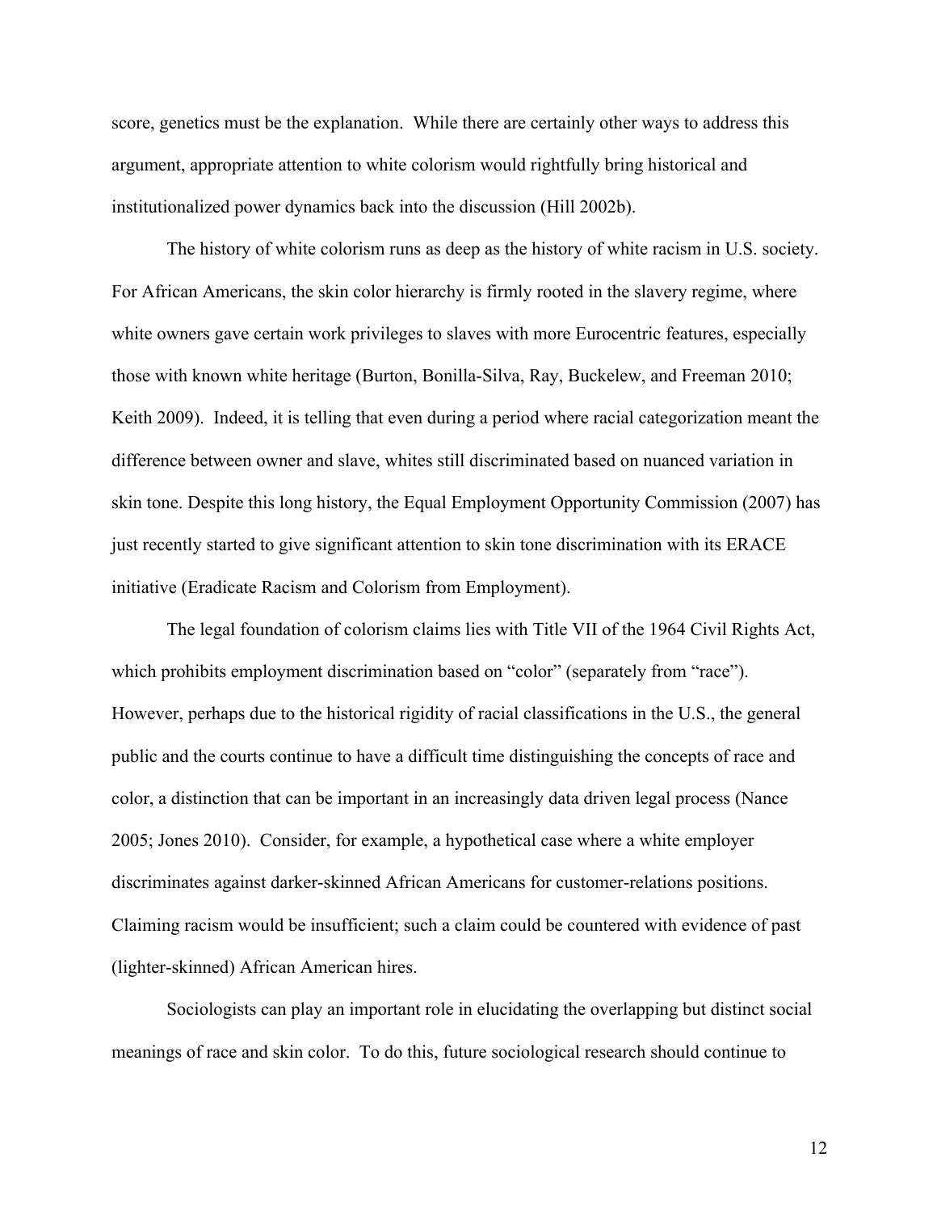score, genetics must be the explanation. While there are certainly other ways to address this argument, appropriate attention to white colorism would rightfully bring historical and institutionalized power dynamics back into the discussion (Hill 2002b).

The history of white colorism runs as deep as the history of white racism in U.S. society. For African Americans, the skin color hierarchy is firmly rooted in the slavery regime, where white owners gave certain work privileges to slaves with more Eurocentric features, especially those with known white heritage (Burton, Bonilla-Silva, Ray, Buckelew, and Freeman 2010; Keith 2009). Indeed, it is telling that even during a period where racial categorization meant the difference between owner and slave, whites still discriminated based on nuanced variation in skin tone. Despite this long history, the Equal Employment Opportunity Commission (2007) has just recently started to give significant attention to skin tone discrimination with its ERACE initiative (Eradicate Racism and Colorism from Employment).

The legal foundation of colorism claims lies with Title VII of the 1964 Civil Rights Act, which prohibits employment discrimination based on "color" (separately from "race"). However, perhaps due to the historical rigidity of racial classifications in the U.S., the general public and the courts continue to have a difficult time distinguishing the concepts of race and color, a distinction that can be important in an increasingly data driven legal process (Nance 2005; Jones 2010). Consider, for example, a hypothetical case where a white employer discriminates against darker-skinned African Americans for customer-relations positions. Claiming racism would be insufficient; such a claim could be countered with evidence of past (lighter-skinned) African American hires.

Sociologists can play an important role in elucidating the overlapping but distinct social meanings of race and skin color. To do this, future sociological research should continue to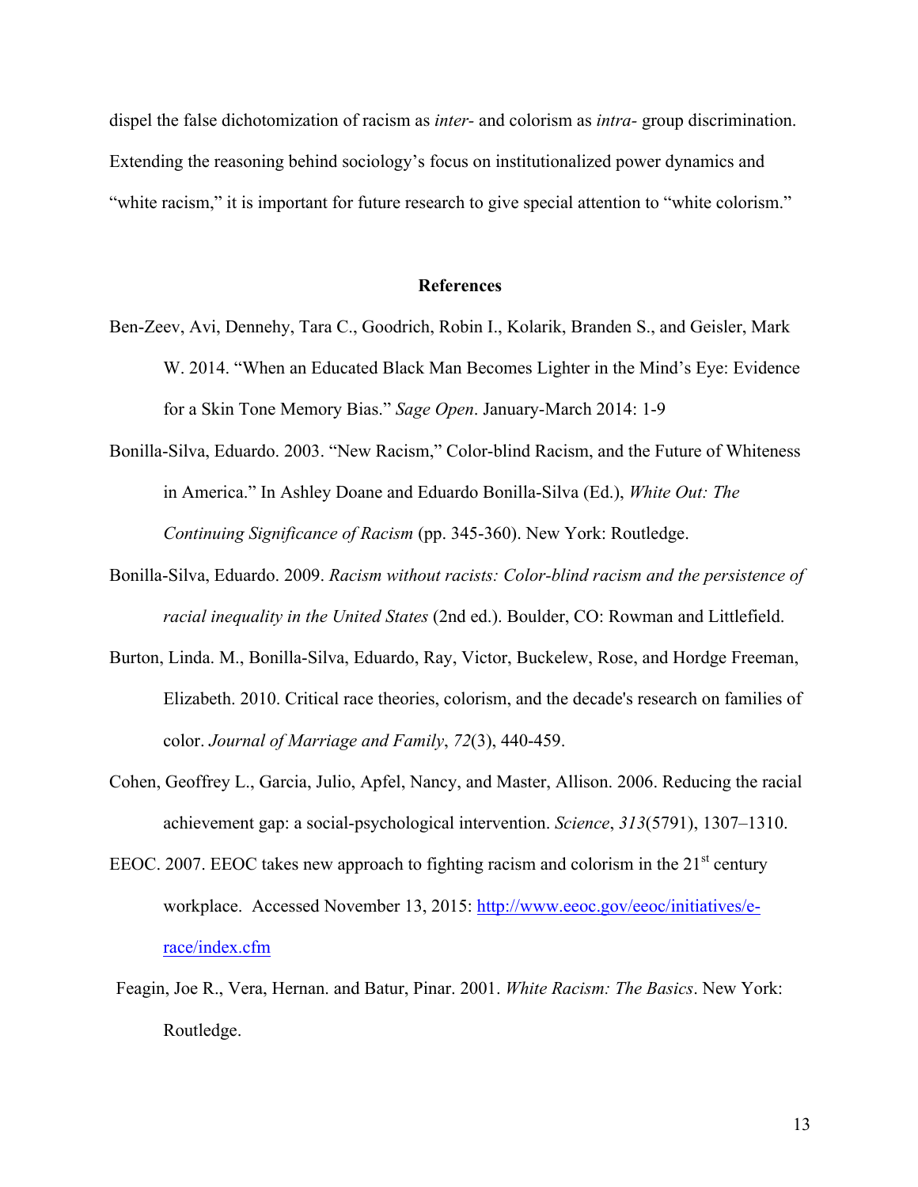dispel the false dichotomization of racism as *inter-* and colorism as *intra-* group discrimination. Extending the reasoning behind sociology's focus on institutionalized power dynamics and "white racism," it is important for future research to give special attention to "white colorism."

## References

Ben-Zeev, Avi, Dennehy, Tara C., Goodrich, Robin I., Kolarik, Branden S., and Geisler, Mark W. 2014. "When an Educated Black Man Becomes Lighter in the Mind's Eye: Evidence for a Skin Tone Memory Bias." *Sage Open*. January-March 2014: 1-9

Bonilla-Silva, Eduardo. 2003. "New Racism," Color-blind Racism, and the Future of Whiteness in America." In Ashley Doane and Eduardo Bonilla-Silva (Ed.), *White Out: The Continuing Significance of Racism* (pp. 345-360). New York: Routledge.

Bonilla-Silva, Eduardo. 2009. *Racism without racists: Color-blind racism and the persistence of racial inequality in the United States* (2nd ed.). Boulder, CO: Rowman and Littlefield.

Burton, Linda. M., Bonilla-Silva, Eduardo, Ray, Victor, Buckelew, Rose, and Hordge Freeman, Elizabeth. 2010. Critical race theories, colorism, and the decade's research on families of color. *Journal of Marriage and Family*, *72*(3), 440-459.

Cohen, Geoffrey L., Garcia, Julio, Apfel, Nancy, and Master, Allison. 2006. Reducing the racial achievement gap: a social-psychological intervention. *Science*, *313*(5791), 1307–1310.

EEOC. 2007. EEOC takes new approach to fighting racism and colorism in the 21st century workplace. Accessed November 13, 2015: http://www.eeoc.gov/eeoc/initiatives/e-race/index.cfm

Feagin, Joe R., Vera, Hernan. and Batur, Pinar. 2001. *White Racism: The Basics*. New York: Routledge.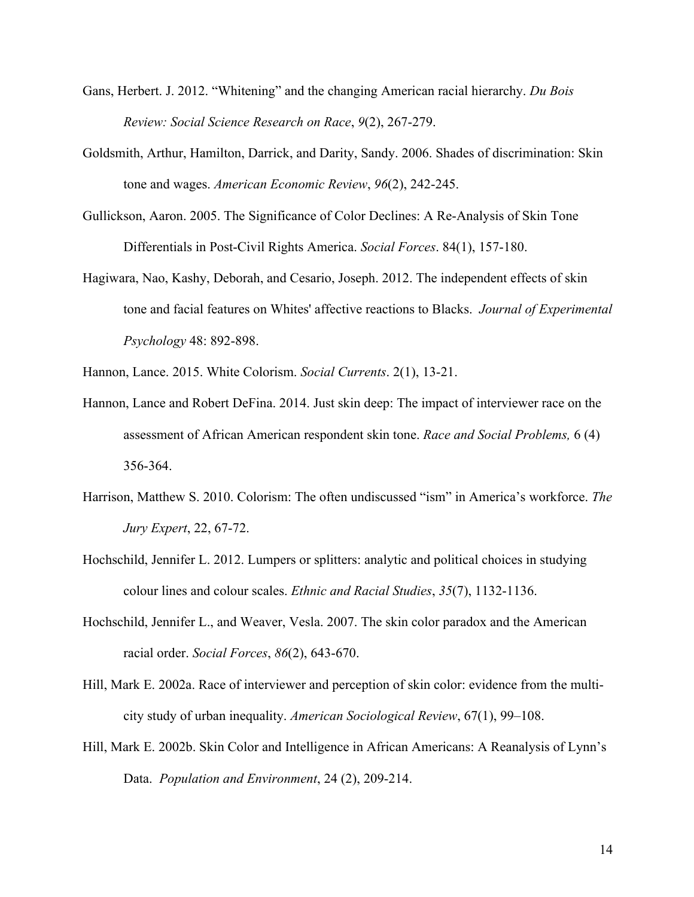Gans, Herbert. J. 2012. "Whitening" and the changing American racial hierarchy. *Du Bois Review: Social Science Research on Race*, *9*(2), 267-279.

Goldsmith, Arthur, Hamilton, Darrick, and Darity, Sandy. 2006. Shades of discrimination: Skin tone and wages. *American Economic Review*, *96*(2), 242-245.

Gullickson, Aaron. 2005. The Significance of Color Declines: A Re-Analysis of Skin Tone Differentials in Post-Civil Rights America. *Social Forces*. 84(1), 157-180.

Hagiwara, Nao, Kashy, Deborah, and Cesario, Joseph. 2012. The independent effects of skin tone and facial features on Whites' affective reactions to Blacks. *Journal of Experimental Psychology* 48: 892-898.

Hannon, Lance. 2015. White Colorism. *Social Currents*. 2(1), 13-21.

Hannon, Lance and Robert DeFina. 2014. Just skin deep: The impact of interviewer race on the assessment of African American respondent skin tone. *Race and Social Problems,* 6 (4) 356-364.

Harrison, Matthew S. 2010. Colorism: The often undiscussed "ism" in America's workforce. *The Jury Expert*, 22, 67-72.

Hochschild, Jennifer L. 2012. Lumpers or splitters: analytic and political choices in studying colour lines and colour scales. *Ethnic and Racial Studies*, *35*(7), 1132-1136.

Hochschild, Jennifer L., and Weaver, Vesla. 2007. The skin color paradox and the American racial order. *Social Forces*, *86*(2), 643-670.

Hill, Mark E. 2002a. Race of interviewer and perception of skin color: evidence from the multi-city study of urban inequality. *American Sociological Review*, 67(1), 99–108.

Hill, Mark E. 2002b. Skin Color and Intelligence in African Americans: A Reanalysis of Lynn's Data. *Population and Environment*, 24 (2), 209-214.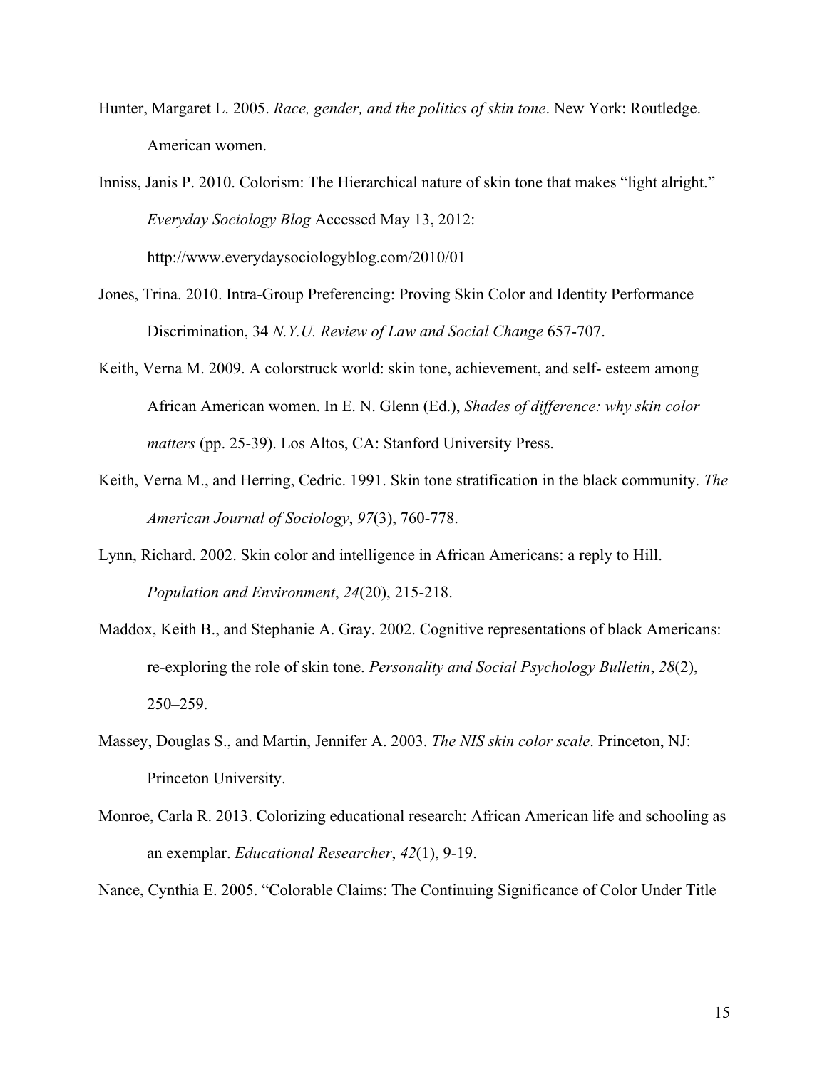Hunter, Margaret L. 2005. *Race, gender, and the politics of skin tone*. New York: Routledge. American women.

Inniss, Janis P. 2010. Colorism: The Hierarchical nature of skin tone that makes "light alright." *Everyday Sociology Blog* Accessed May 13, 2012: http://www.everydaysociologyblog.com/2010/01

Jones, Trina. 2010. Intra-Group Preferencing: Proving Skin Color and Identity Performance Discrimination, 34 *N.Y.U. Review of Law and Social Change* 657-707.

Keith, Verna M. 2009. A colorstruck world: skin tone, achievement, and self- esteem among African American women. In E. N. Glenn (Ed.), *Shades of difference: why skin color matters* (pp. 25-39). Los Altos, CA: Stanford University Press.

Keith, Verna M., and Herring, Cedric. 1991. Skin tone stratification in the black community. *The American Journal of Sociology*, *97*(3), 760-778.

Lynn, Richard. 2002. Skin color and intelligence in African Americans: a reply to Hill. *Population and Environment*, *24*(20), 215-218.

Maddox, Keith B., and Stephanie A. Gray. 2002. Cognitive representations of black Americans: re-exploring the role of skin tone. *Personality and Social Psychology Bulletin*, *28*(2), 250–259.

Massey, Douglas S., and Martin, Jennifer A. 2003. *The NIS skin color scale*. Princeton, NJ: Princeton University.

Monroe, Carla R. 2013. Colorizing educational research: African American life and schooling as an exemplar. *Educational Researcher*, *42*(1), 9-19.

Nance, Cynthia E. 2005. "Colorable Claims: The Continuing Significance of Color Under Title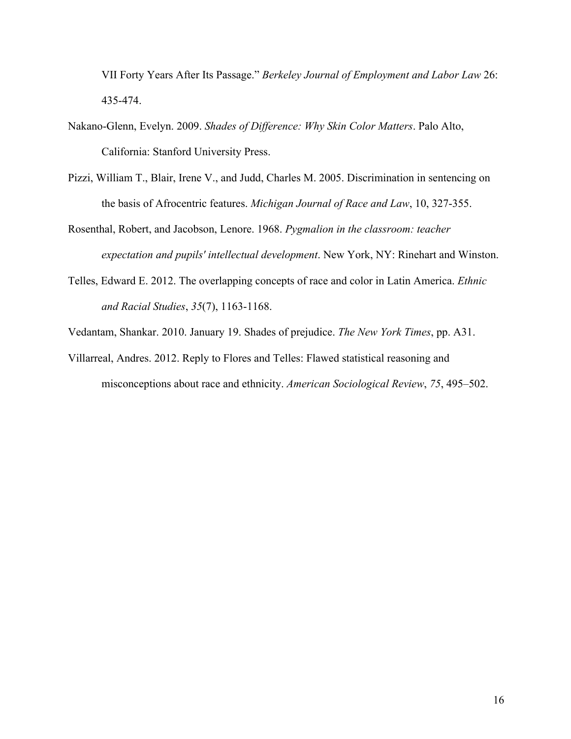VII Forty Years After Its Passage." *Berkeley Journal of Employment and Labor Law* 26: 435-474.

Nakano-Glenn, Evelyn. 2009. *Shades of Difference: Why Skin Color Matters*. Palo Alto, California: Stanford University Press.

Pizzi, William T., Blair, Irene V., and Judd, Charles M. 2005. Discrimination in sentencing on the basis of Afrocentric features. *Michigan Journal of Race and Law*, 10, 327-355.

Rosenthal, Robert, and Jacobson, Lenore. 1968. *Pygmalion in the classroom: teacher expectation and pupils' intellectual development*. New York, NY: Rinehart and Winston.

Telles, Edward E. 2012. The overlapping concepts of race and color in Latin America. *Ethnic and Racial Studies*, *35*(7), 1163-1168.

Vedantam, Shankar. 2010. January 19. Shades of prejudice. *The New York Times*, pp. A31.

Villarreal, Andres. 2012. Reply to Flores and Telles: Flawed statistical reasoning and misconceptions about race and ethnicity. *American Sociological Review*, *75*, 495–502.